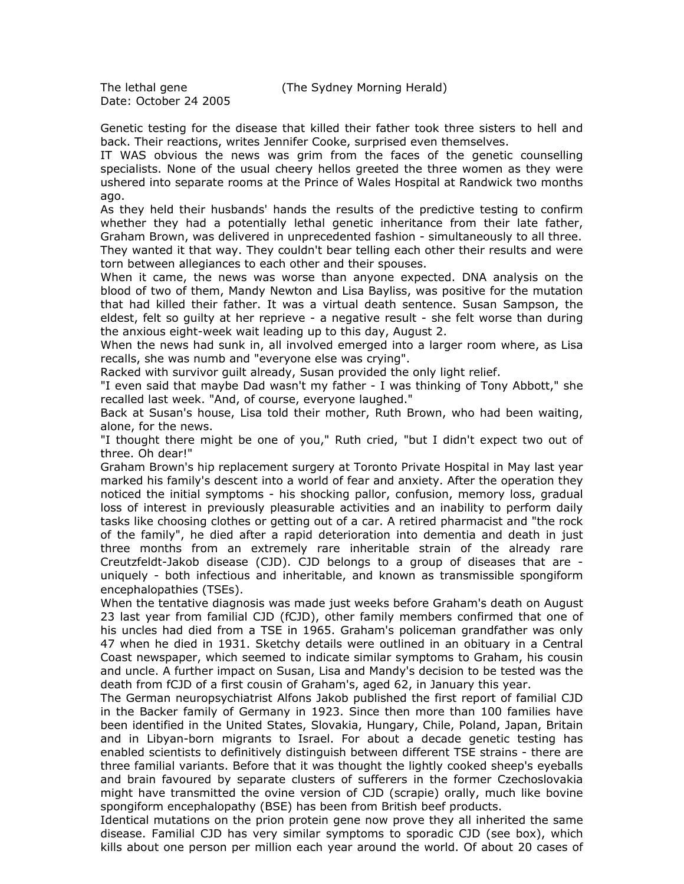The lethal gene (The Sydney Morning Herald)
Date: October 24 2005

Genetic testing for the disease that killed their father took three sisters to hell and back. Their reactions, writes Jennifer Cooke, surprised even themselves.

IT WAS obvious the news was grim from the faces of the genetic counselling specialists. None of the usual cheery hellos greeted the three women as they were ushered into separate rooms at the Prince of Wales Hospital at Randwick two months ago.

As they held their husbands' hands the results of the predictive testing to confirm whether they had a potentially lethal genetic inheritance from their late father, Graham Brown, was delivered in unprecedented fashion - simultaneously to all three. They wanted it that way. They couldn't bear telling each other their results and were torn between allegiances to each other and their spouses.

When it came, the news was worse than anyone expected. DNA analysis on the blood of two of them, Mandy Newton and Lisa Bayliss, was positive for the mutation that had killed their father. It was a virtual death sentence. Susan Sampson, the eldest, felt so guilty at her reprieve - a negative result - she felt worse than during the anxious eight-week wait leading up to this day, August 2.

When the news had sunk in, all involved emerged into a larger room where, as Lisa recalls, she was numb and "everyone else was crying".

Racked with survivor guilt already, Susan provided the only light relief.

"I even said that maybe Dad wasn't my father - I was thinking of Tony Abbott," she recalled last week. "And, of course, everyone laughed."

Back at Susan's house, Lisa told their mother, Ruth Brown, who had been waiting, alone, for the news.

"I thought there might be one of you," Ruth cried, "but I didn't expect two out of three. Oh dear!"

Graham Brown's hip replacement surgery at Toronto Private Hospital in May last year marked his family's descent into a world of fear and anxiety. After the operation they noticed the initial symptoms - his shocking pallor, confusion, memory loss, gradual loss of interest in previously pleasurable activities and an inability to perform daily tasks like choosing clothes or getting out of a car. A retired pharmacist and "the rock of the family", he died after a rapid deterioration into dementia and death in just three months from an extremely rare inheritable strain of the already rare Creutzfeldt-Jakob disease (CJD). CJD belongs to a group of diseases that are - uniquely - both infectious and inheritable, and known as transmissible spongiform encephalopathies (TSEs).

When the tentative diagnosis was made just weeks before Graham's death on August 23 last year from familial CJD (fCJD), other family members confirmed that one of his uncles had died from a TSE in 1965. Graham's policeman grandfather was only 47 when he died in 1931. Sketchy details were outlined in an obituary in a Central Coast newspaper, which seemed to indicate similar symptoms to Graham, his cousin and uncle. A further impact on Susan, Lisa and Mandy's decision to be tested was the death from fCJD of a first cousin of Graham's, aged 62, in January this year.

The German neuropsychiatrist Alfons Jakob published the first report of familial CJD in the Backer family of Germany in 1923. Since then more than 100 families have been identified in the United States, Slovakia, Hungary, Chile, Poland, Japan, Britain and in Libyan-born migrants to Israel. For about a decade genetic testing has enabled scientists to definitively distinguish between different TSE strains - there are three familial variants. Before that it was thought the lightly cooked sheep's eyeballs and brain favoured by separate clusters of sufferers in the former Czechoslovakia might have transmitted the ovine version of CJD (scrapie) orally, much like bovine spongiform encephalopathy (BSE) has been from British beef products.

Identical mutations on the prion protein gene now prove they all inherited the same disease. Familial CJD has very similar symptoms to sporadic CJD (see box), which kills about one person per million each year around the world. Of about 20 cases of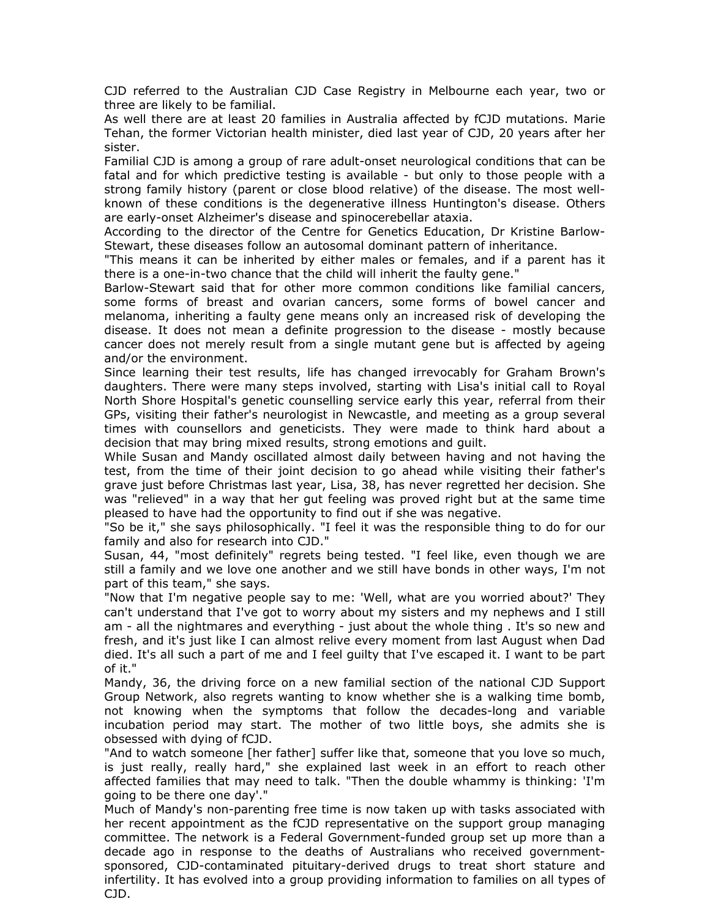CJD referred to the Australian CJD Case Registry in Melbourne each year, two or three are likely to be familial.

As well there are at least 20 families in Australia affected by fCJD mutations. Marie Tehan, the former Victorian health minister, died last year of CJD, 20 years after her sister.

Familial CJD is among a group of rare adult-onset neurological conditions that can be fatal and for which predictive testing is available - but only to those people with a strong family history (parent or close blood relative) of the disease. The most well-known of these conditions is the degenerative illness Huntington's disease. Others are early-onset Alzheimer's disease and spinocerebellar ataxia.

According to the director of the Centre for Genetics Education, Dr Kristine Barlow-Stewart, these diseases follow an autosomal dominant pattern of inheritance.

"This means it can be inherited by either males or females, and if a parent has it there is a one-in-two chance that the child will inherit the faulty gene."

Barlow-Stewart said that for other more common conditions like familial cancers, some forms of breast and ovarian cancers, some forms of bowel cancer and melanoma, inheriting a faulty gene means only an increased risk of developing the disease. It does not mean a definite progression to the disease - mostly because cancer does not merely result from a single mutant gene but is affected by ageing and/or the environment.

Since learning their test results, life has changed irrevocably for Graham Brown's daughters. There were many steps involved, starting with Lisa's initial call to Royal North Shore Hospital's genetic counselling service early this year, referral from their GPs, visiting their father's neurologist in Newcastle, and meeting as a group several times with counsellors and geneticists. They were made to think hard about a decision that may bring mixed results, strong emotions and guilt.

While Susan and Mandy oscillated almost daily between having and not having the test, from the time of their joint decision to go ahead while visiting their father's grave just before Christmas last year, Lisa, 38, has never regretted her decision. She was "relieved" in a way that her gut feeling was proved right but at the same time pleased to have had the opportunity to find out if she was negative.

"So be it," she says philosophically. "I feel it was the responsible thing to do for our family and also for research into CJD."

Susan, 44, "most definitely" regrets being tested. "I feel like, even though we are still a family and we love one another and we still have bonds in other ways, I'm not part of this team," she says.

"Now that I'm negative people say to me: 'Well, what are you worried about?' They can't understand that I've got to worry about my sisters and my nephews and I still am - all the nightmares and everything - just about the whole thing . It's so new and fresh, and it's just like I can almost relive every moment from last August when Dad died. It's all such a part of me and I feel guilty that I've escaped it. I want to be part of it."

Mandy, 36, the driving force on a new familial section of the national CJD Support Group Network, also regrets wanting to know whether she is a walking time bomb, not knowing when the symptoms that follow the decades-long and variable incubation period may start. The mother of two little boys, she admits she is obsessed with dying of fCJD.

"And to watch someone [her father] suffer like that, someone that you love so much, is just really, really hard," she explained last week in an effort to reach other affected families that may need to talk. "Then the double whammy is thinking: 'I'm going to be there one day'."

Much of Mandy's non-parenting free time is now taken up with tasks associated with her recent appointment as the fCJD representative on the support group managing committee. The network is a Federal Government-funded group set up more than a decade ago in response to the deaths of Australians who received government-sponsored, CJD-contaminated pituitary-derived drugs to treat short stature and infertility. It has evolved into a group providing information to families on all types of CJD.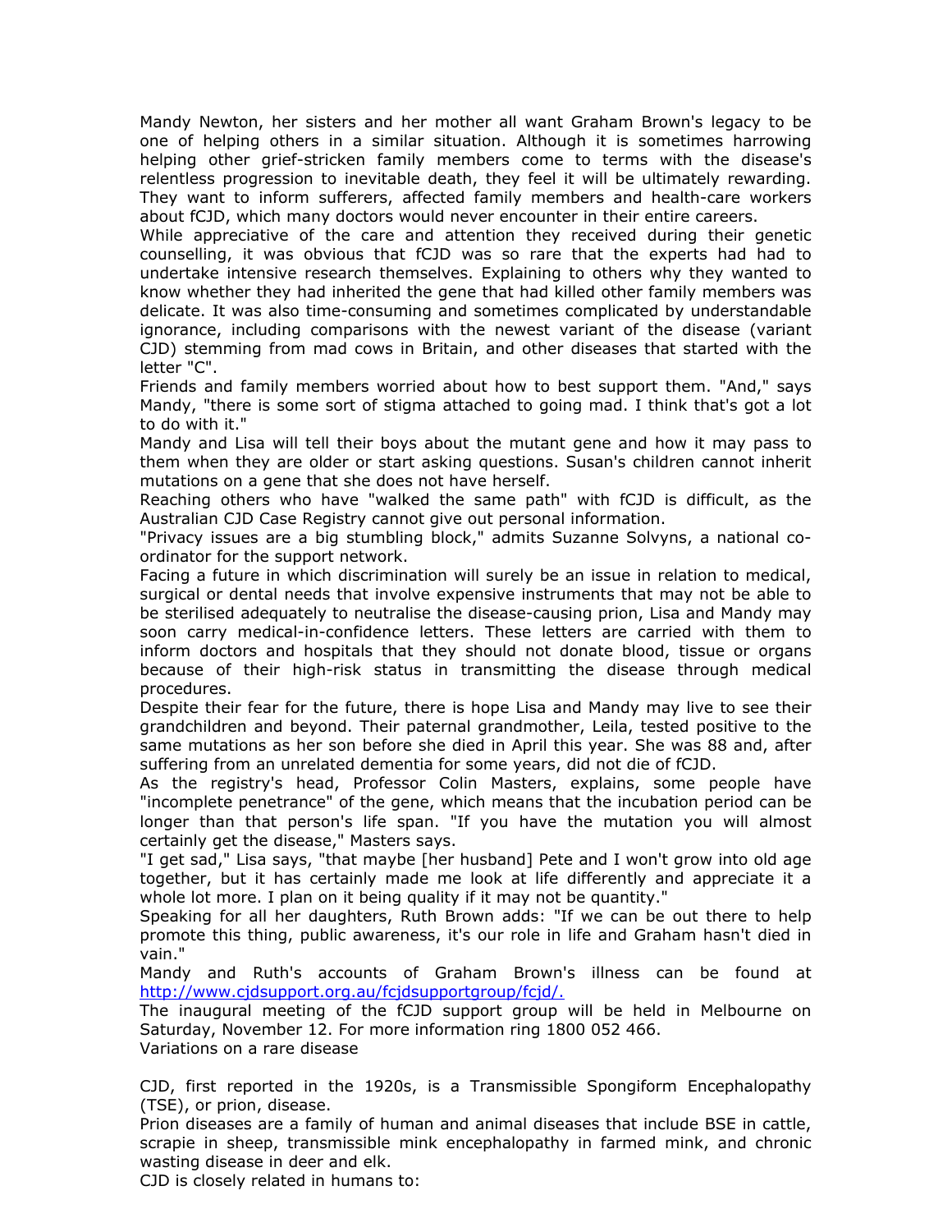Mandy Newton, her sisters and her mother all want Graham Brown's legacy to be one of helping others in a similar situation. Although it is sometimes harrowing helping other grief-stricken family members come to terms with the disease's relentless progression to inevitable death, they feel it will be ultimately rewarding. They want to inform sufferers, affected family members and health-care workers about fCJD, which many doctors would never encounter in their entire careers.

While appreciative of the care and attention they received during their genetic counselling, it was obvious that fCJD was so rare that the experts had had to undertake intensive research themselves. Explaining to others why they wanted to know whether they had inherited the gene that had killed other family members was delicate. It was also time-consuming and sometimes complicated by understandable ignorance, including comparisons with the newest variant of the disease (variant CJD) stemming from mad cows in Britain, and other diseases that started with the letter "C".

Friends and family members worried about how to best support them. "And," says Mandy, "there is some sort of stigma attached to going mad. I think that's got a lot to do with it."

Mandy and Lisa will tell their boys about the mutant gene and how it may pass to them when they are older or start asking questions. Susan's children cannot inherit mutations on a gene that she does not have herself.

Reaching others who have "walked the same path" with fCJD is difficult, as the Australian CJD Case Registry cannot give out personal information.

"Privacy issues are a big stumbling block," admits Suzanne Solvyns, a national co-ordinator for the support network.

Facing a future in which discrimination will surely be an issue in relation to medical, surgical or dental needs that involve expensive instruments that may not be able to be sterilised adequately to neutralise the disease-causing prion, Lisa and Mandy may soon carry medical-in-confidence letters. These letters are carried with them to inform doctors and hospitals that they should not donate blood, tissue or organs because of their high-risk status in transmitting the disease through medical procedures.

Despite their fear for the future, there is hope Lisa and Mandy may live to see their grandchildren and beyond. Their paternal grandmother, Leila, tested positive to the same mutations as her son before she died in April this year. She was 88 and, after suffering from an unrelated dementia for some years, did not die of fCJD.

As the registry's head, Professor Colin Masters, explains, some people have "incomplete penetrance" of the gene, which means that the incubation period can be longer than that person's life span. "If you have the mutation you will almost certainly get the disease," Masters says.

"I get sad," Lisa says, "that maybe [her husband] Pete and I won't grow into old age together, but it has certainly made me look at life differently and appreciate it a whole lot more. I plan on it being quality if it may not be quantity."

Speaking for all her daughters, Ruth Brown adds: "If we can be out there to help promote this thing, public awareness, it's our role in life and Graham hasn't died in vain."

Mandy and Ruth's accounts of Graham Brown's illness can be found at http://www.cjdsupport.org.au/fcjdsupportgroup/fcjd/.

The inaugural meeting of the fCJD support group will be held in Melbourne on Saturday, November 12. For more information ring 1800 052 466.

## Variations on a rare disease

CJD, first reported in the 1920s, is a Transmissible Spongiform Encephalopathy (TSE), or prion, disease.

Prion diseases are a family of human and animal diseases that include BSE in cattle, scrapie in sheep, transmissible mink encephalopathy in farmed mink, and chronic wasting disease in deer and elk.

CJD is closely related in humans to: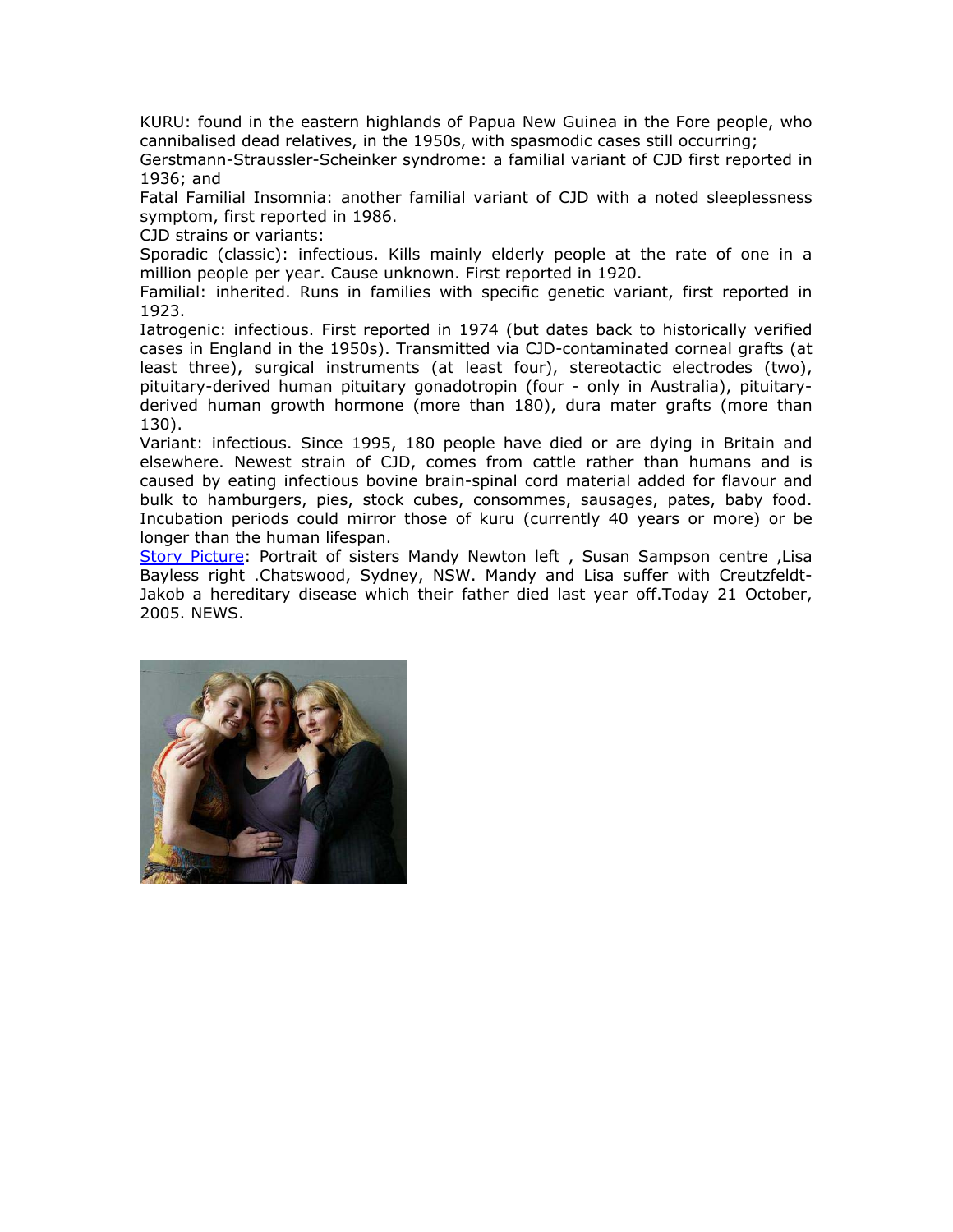KURU: found in the eastern highlands of Papua New Guinea in the Fore people, who cannibalised dead relatives, in the 1950s, with spasmodic cases still occurring;

Gerstmann-Straussler-Scheinker syndrome: a familial variant of CJD first reported in 1936; and

Fatal Familial Insomnia: another familial variant of CJD with a noted sleeplessness symptom, first reported in 1986.

CJD strains or variants:

Sporadic (classic): infectious. Kills mainly elderly people at the rate of one in a million people per year. Cause unknown. First reported in 1920.

Familial: inherited. Runs in families with specific genetic variant, first reported in 1923.

Iatrogenic: infectious. First reported in 1974 (but dates back to historically verified cases in England in the 1950s). Transmitted via CJD-contaminated corneal grafts (at least three), surgical instruments (at least four), stereotactic electrodes (two), pituitary-derived human pituitary gonadotropin (four - only in Australia), pituitary-derived human growth hormone (more than 180), dura mater grafts (more than 130).

Variant: infectious. Since 1995, 180 people have died or are dying in Britain and elsewhere. Newest strain of CJD, comes from cattle rather than humans and is caused by eating infectious bovine brain-spinal cord material added for flavour and bulk to hamburgers, pies, stock cubes, consommes, sausages, pates, baby food. Incubation periods could mirror those of kuru (currently 40 years or more) or be longer than the human lifespan.

[Story Picture]: Portrait of sisters Mandy Newton left , Susan Sampson centre ,Lisa Bayless right .Chatswood, Sydney, NSW. Mandy and Lisa suffer with Creutzfeldt-Jakob a hereditary disease which their father died last year off.Today 21 October, 2005. NEWS.